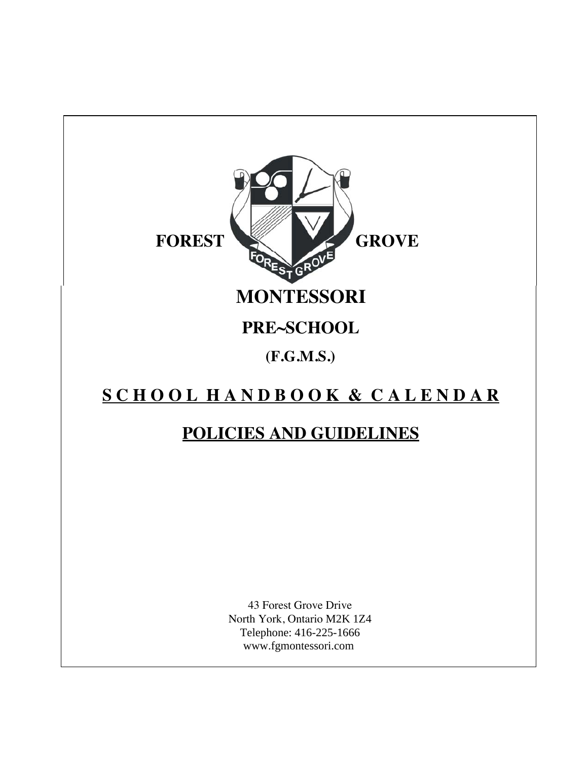# FOREST GROVE

# MONTESSORI

## PRE~SCHOOL

### (F.G.M.S.)

## <u>SCHOOL HANDBOOK & CALENDAR</u>

## <u>POLICIES AND GUIDELINES</u>

43 Forest Grove Drive
North York, Ontario M2K 1Z4
Telephone: 416-225-1666
www.fgmontessori.com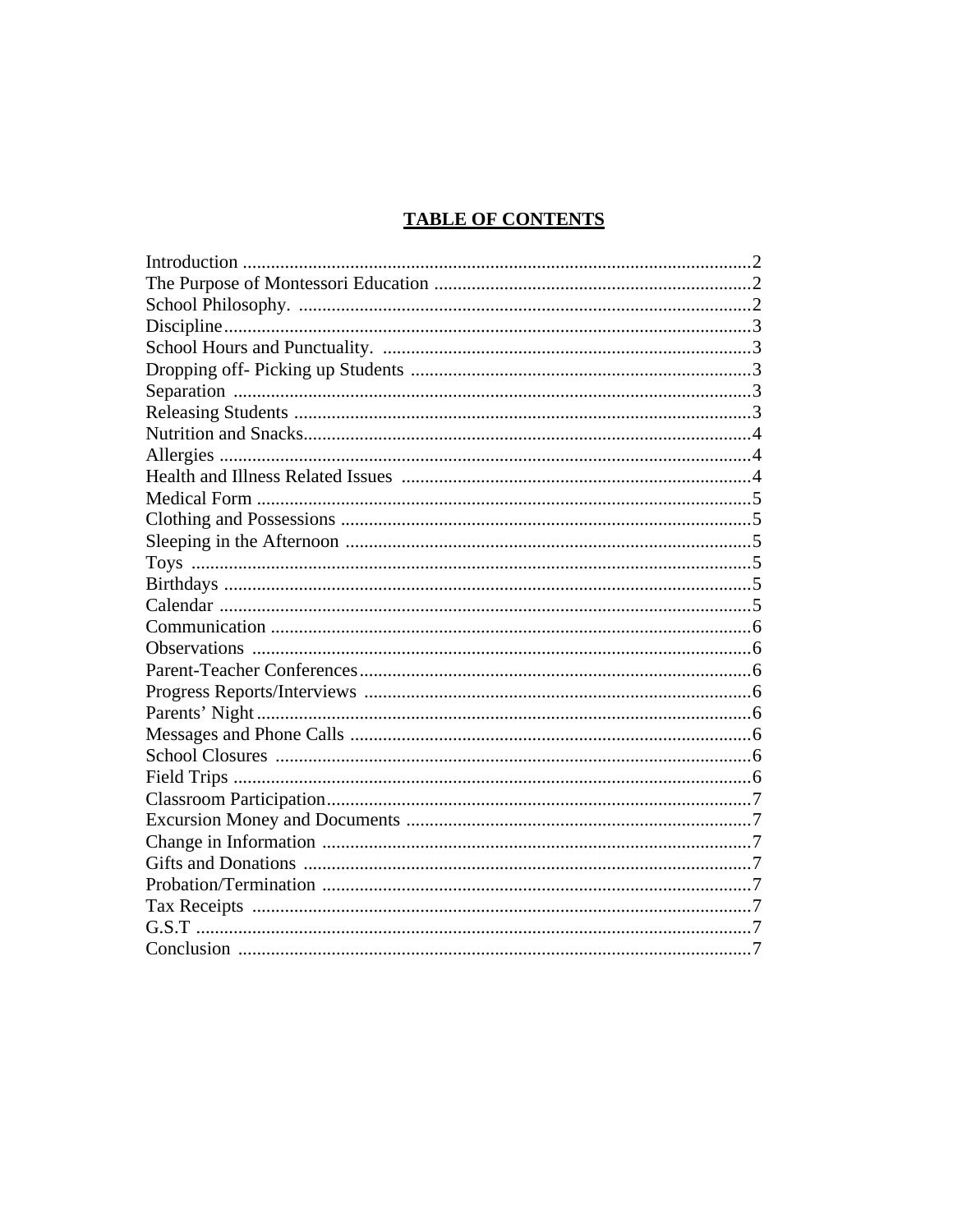# TABLE OF CONTENTS

Introduction ............................................................................................................2
The Purpose of Montessori Education ...................................................................2
School Philosophy. ................................................................................................2
Discipline................................................................................................................3
School Hours and Punctuality. ..............................................................................3
Dropping off- Picking up Students ........................................................................3
Separation ..............................................................................................................3
Releasing Students .................................................................................................3
Nutrition and Snacks...............................................................................................4
Allergies .................................................................................................................4
Health and Illness Related Issues ..........................................................................4
Medical Form .........................................................................................................5
Clothing and Possessions .......................................................................................5
Sleeping in the Afternoon ......................................................................................5
Toys .......................................................................................................................5
Birthdays ................................................................................................................5
Calendar .................................................................................................................5
Communication ......................................................................................................6
Observations ..........................................................................................................6
Parent-Teacher Conferences...................................................................................6
Progress Reports/Interviews ..................................................................................6
Parents' Night.........................................................................................................6
Messages and Phone Calls .....................................................................................6
School Closures .....................................................................................................6
Field Trips ..............................................................................................................6
Classroom Participation..........................................................................................7
Excursion Money and Documents .........................................................................7
Change in Information ...........................................................................................7
Gifts and Donations ...............................................................................................7
Probation/Termination ...........................................................................................7
Tax Receipts ..........................................................................................................7
G.S.T ......................................................................................................................7
Conclusion .............................................................................................................7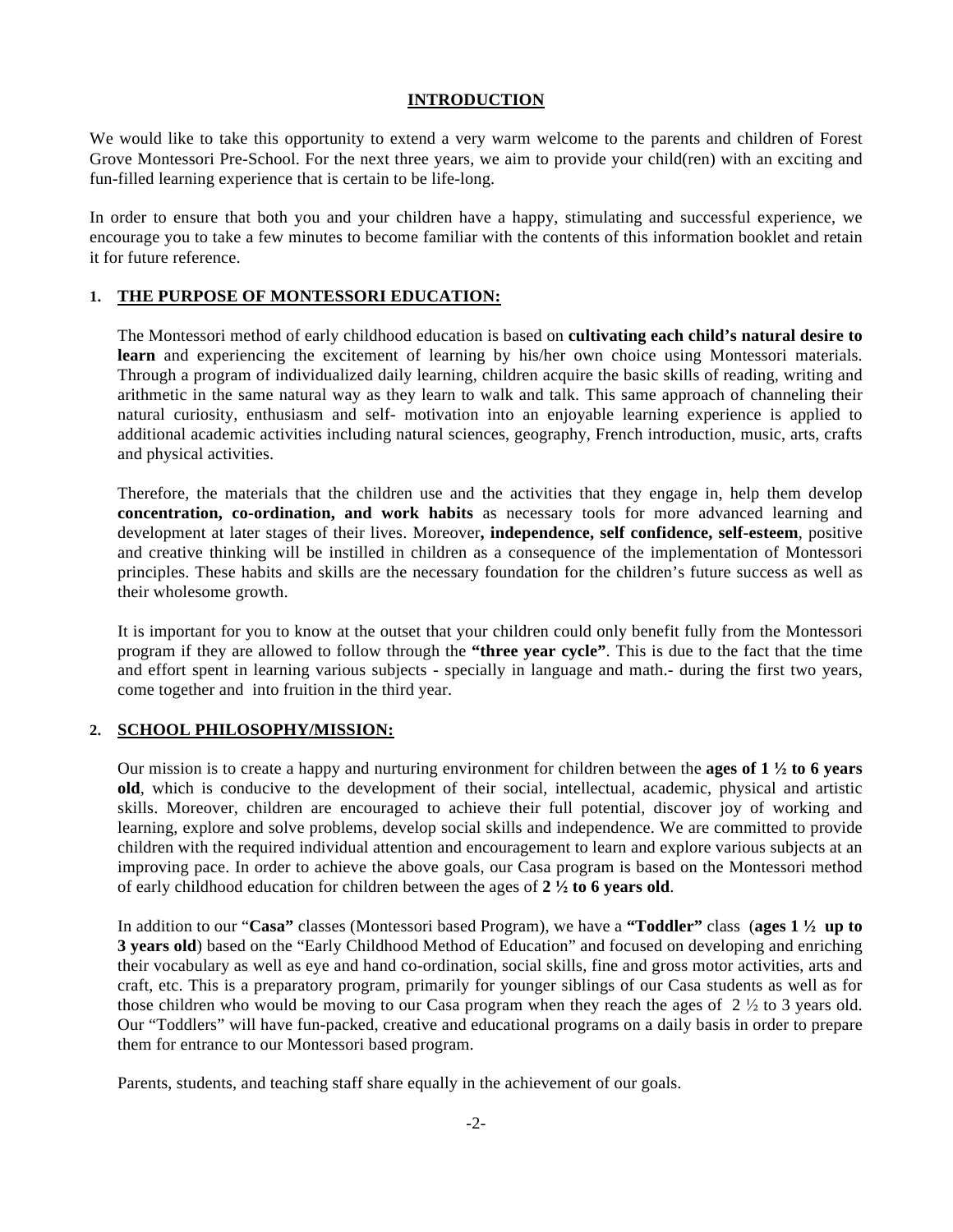# INTRODUCTION

We would like to take this opportunity to extend a very warm welcome to the parents and children of Forest Grove Montessori Pre-School. For the next three years, we aim to provide your child(ren) with an exciting and fun-filled learning experience that is certain to be life-long.

In order to ensure that both you and your children have a happy, stimulating and successful experience, we encourage you to take a few minutes to become familiar with the contents of this information booklet and retain it for future reference.

## 1. THE PURPOSE OF MONTESSORI EDUCATION:

The Montessori method of early childhood education is based on **cultivating each child's natural desire to learn** and experiencing the excitement of learning by his/her own choice using Montessori materials. Through a program of individualized daily learning, children acquire the basic skills of reading, writing and arithmetic in the same natural way as they learn to walk and talk. This same approach of channeling their natural curiosity, enthusiasm and self- motivation into an enjoyable learning experience is applied to additional academic activities including natural sciences, geography, French introduction, music, arts, crafts and physical activities.

Therefore, the materials that the children use and the activities that they engage in, help them develop **concentration, co-ordination, and work habits** as necessary tools for more advanced learning and development at later stages of their lives. Moreover**, independence, self confidence, self-esteem**, positive and creative thinking will be instilled in children as a consequence of the implementation of Montessori principles. These habits and skills are the necessary foundation for the children's future success as well as their wholesome growth.

It is important for you to know at the outset that your children could only benefit fully from the Montessori program if they are allowed to follow through the **"three year cycle"**. This is due to the fact that the time and effort spent in learning various subjects - specially in language and math.- during the first two years, come together and into fruition in the third year.

## 2. SCHOOL PHILOSOPHY/MISSION:

Our mission is to create a happy and nurturing environment for children between the **ages of 1 ½ to 6 years old**, which is conducive to the development of their social, intellectual, academic, physical and artistic skills. Moreover, children are encouraged to achieve their full potential, discover joy of working and learning, explore and solve problems, develop social skills and independence. We are committed to provide children with the required individual attention and encouragement to learn and explore various subjects at an improving pace. In order to achieve the above goals, our Casa program is based on the Montessori method of early childhood education for children between the ages of **2 ½ to 6 years old**.

In addition to our "**Casa"** classes (Montessori based Program), we have a **"Toddler"** class (**ages 1 ½ up to 3 years old**) based on the "Early Childhood Method of Education" and focused on developing and enriching their vocabulary as well as eye and hand co-ordination, social skills, fine and gross motor activities, arts and craft, etc. This is a preparatory program, primarily for younger siblings of our Casa students as well as for those children who would be moving to our Casa program when they reach the ages of 2 ½ to 3 years old. Our "Toddlers" will have fun-packed, creative and educational programs on a daily basis in order to prepare them for entrance to our Montessori based program.

Parents, students, and teaching staff share equally in the achievement of our goals.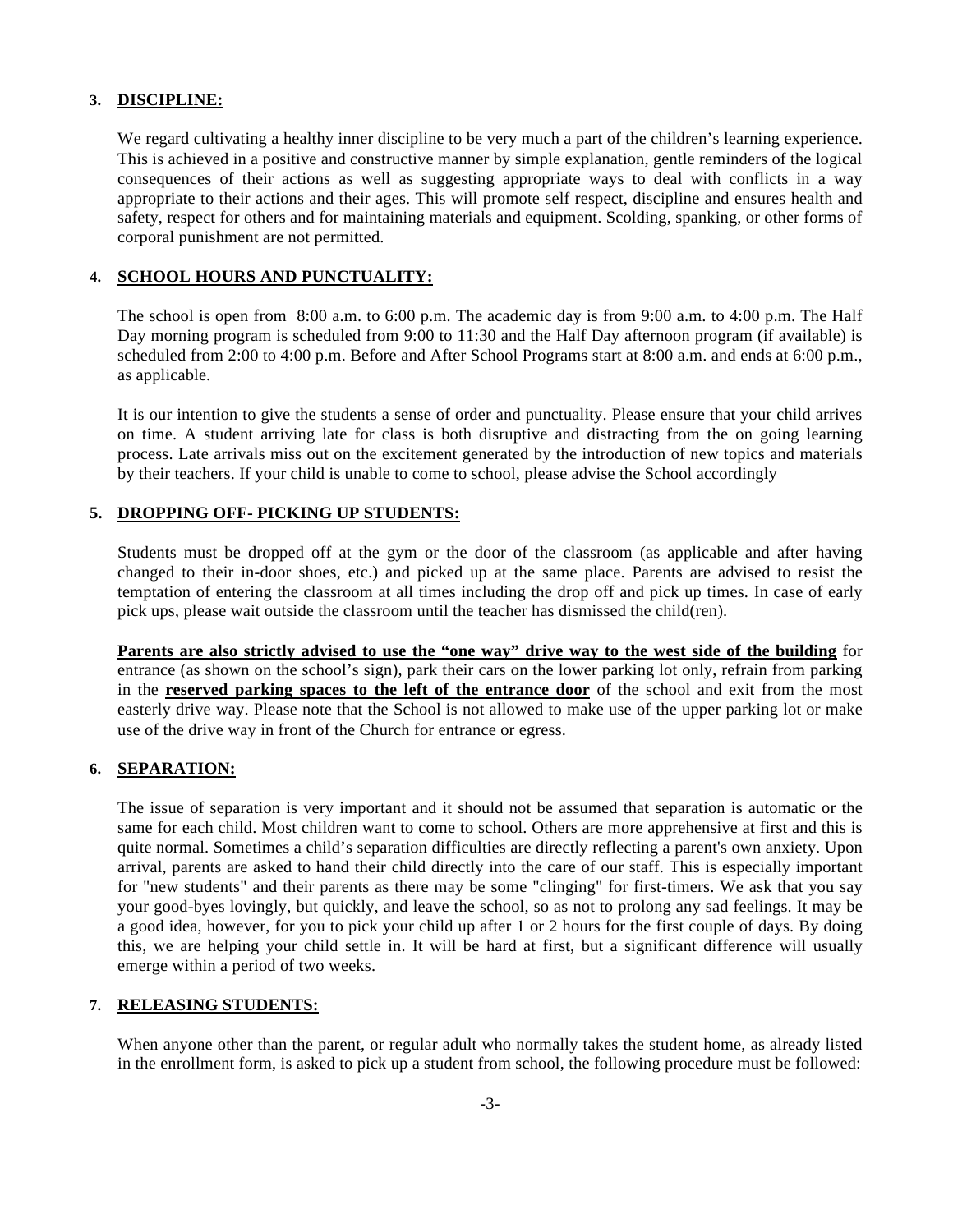## 3. DISCIPLINE:

We regard cultivating a healthy inner discipline to be very much a part of the children's learning experience. This is achieved in a positive and constructive manner by simple explanation, gentle reminders of the logical consequences of their actions as well as suggesting appropriate ways to deal with conflicts in a way appropriate to their actions and their ages. This will promote self respect, discipline and ensures health and safety, respect for others and for maintaining materials and equipment. Scolding, spanking, or other forms of corporal punishment are not permitted.

## 4. SCHOOL HOURS AND PUNCTUALITY:

The school is open from 8:00 a.m. to 6:00 p.m. The academic day is from 9:00 a.m. to 4:00 p.m. The Half Day morning program is scheduled from 9:00 to 11:30 and the Half Day afternoon program (if available) is scheduled from 2:00 to 4:00 p.m. Before and After School Programs start at 8:00 a.m. and ends at 6:00 p.m., as applicable.

It is our intention to give the students a sense of order and punctuality. Please ensure that your child arrives on time. A student arriving late for class is both disruptive and distracting from the on going learning process. Late arrivals miss out on the excitement generated by the introduction of new topics and materials by their teachers. If your child is unable to come to school, please advise the School accordingly

## 5. DROPPING OFF- PICKING UP STUDENTS:

Students must be dropped off at the gym or the door of the classroom (as applicable and after having changed to their in-door shoes, etc.) and picked up at the same place. Parents are advised to resist the temptation of entering the classroom at all times including the drop off and pick up times. In case of early pick ups, please wait outside the classroom until the teacher has dismissed the child(ren).

**Parents are also strictly advised to use the "one way" drive way to the west side of the building** for entrance (as shown on the school's sign), park their cars on the lower parking lot only, refrain from parking in the **reserved parking spaces to the left of the entrance door** of the school and exit from the most easterly drive way. Please note that the School is not allowed to make use of the upper parking lot or make use of the drive way in front of the Church for entrance or egress.

## 6. SEPARATION:

The issue of separation is very important and it should not be assumed that separation is automatic or the same for each child. Most children want to come to school. Others are more apprehensive at first and this is quite normal. Sometimes a child's separation difficulties are directly reflecting a parent's own anxiety. Upon arrival, parents are asked to hand their child directly into the care of our staff. This is especially important for "new students" and their parents as there may be some "clinging" for first-timers. We ask that you say your good-byes lovingly, but quickly, and leave the school, so as not to prolong any sad feelings. It may be a good idea, however, for you to pick your child up after 1 or 2 hours for the first couple of days. By doing this, we are helping your child settle in. It will be hard at first, but a significant difference will usually emerge within a period of two weeks.

## 7. RELEASING STUDENTS:

When anyone other than the parent, or regular adult who normally takes the student home, as already listed in the enrollment form, is asked to pick up a student from school, the following procedure must be followed: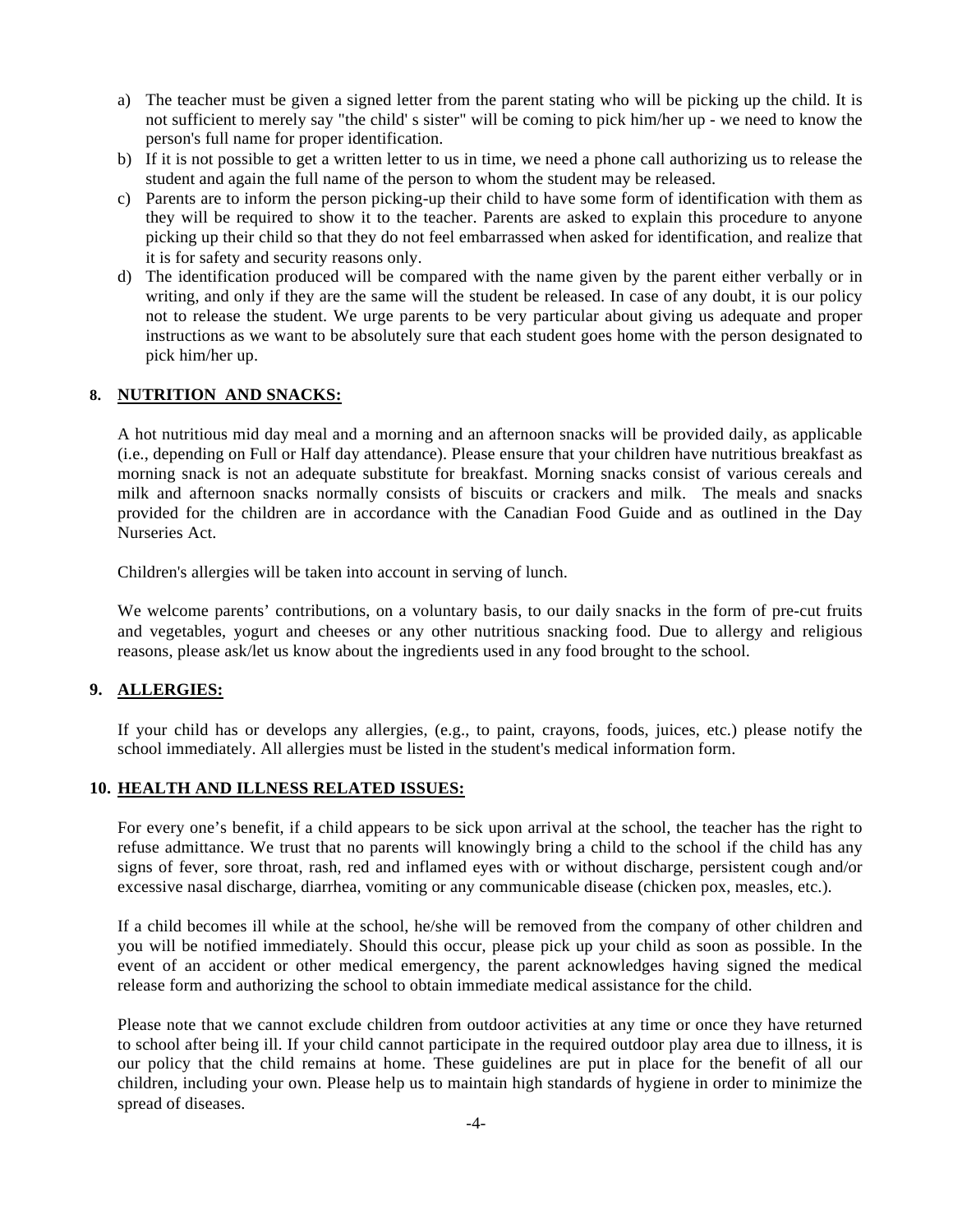a) The teacher must be given a signed letter from the parent stating who will be picking up the child. It is not sufficient to merely say "the child' s sister" will be coming to pick him/her up - we need to know the person's full name for proper identification.
b) If it is not possible to get a written letter to us in time, we need a phone call authorizing us to release the student and again the full name of the person to whom the student may be released.
c) Parents are to inform the person picking-up their child to have some form of identification with them as they will be required to show it to the teacher. Parents are asked to explain this procedure to anyone picking up their child so that they do not feel embarrassed when asked for identification, and realize that it is for safety and security reasons only.
d) The identification produced will be compared with the name given by the parent either verbally or in writing, and only if they are the same will the student be released. In case of any doubt, it is our policy not to release the student. We urge parents to be very particular about giving us adequate and proper instructions as we want to be absolutely sure that each student goes home with the person designated to pick him/her up.

## 8. NUTRITION AND SNACKS:

A hot nutritious mid day meal and a morning and an afternoon snacks will be provided daily, as applicable (i.e., depending on Full or Half day attendance). Please ensure that your children have nutritious breakfast as morning snack is not an adequate substitute for breakfast. Morning snacks consist of various cereals and milk and afternoon snacks normally consists of biscuits or crackers and milk. The meals and snacks provided for the children are in accordance with the Canadian Food Guide and as outlined in the Day Nurseries Act.

Children's allergies will be taken into account in serving of lunch.

We welcome parents' contributions, on a voluntary basis, to our daily snacks in the form of pre-cut fruits and vegetables, yogurt and cheeses or any other nutritious snacking food. Due to allergy and religious reasons, please ask/let us know about the ingredients used in any food brought to the school.

## 9. ALLERGIES:

If your child has or develops any allergies, (e.g., to paint, crayons, foods, juices, etc.) please notify the school immediately. All allergies must be listed in the student's medical information form.

## 10. HEALTH AND ILLNESS RELATED ISSUES:

For every one's benefit, if a child appears to be sick upon arrival at the school, the teacher has the right to refuse admittance. We trust that no parents will knowingly bring a child to the school if the child has any signs of fever, sore throat, rash, red and inflamed eyes with or without discharge, persistent cough and/or excessive nasal discharge, diarrhea, vomiting or any communicable disease (chicken pox, measles, etc.).

If a child becomes ill while at the school, he/she will be removed from the company of other children and you will be notified immediately. Should this occur, please pick up your child as soon as possible. In the event of an accident or other medical emergency, the parent acknowledges having signed the medical release form and authorizing the school to obtain immediate medical assistance for the child.

Please note that we cannot exclude children from outdoor activities at any time or once they have returned to school after being ill. If your child cannot participate in the required outdoor play area due to illness, it is our policy that the child remains at home. These guidelines are put in place for the benefit of all our children, including your own. Please help us to maintain high standards of hygiene in order to minimize the spread of diseases.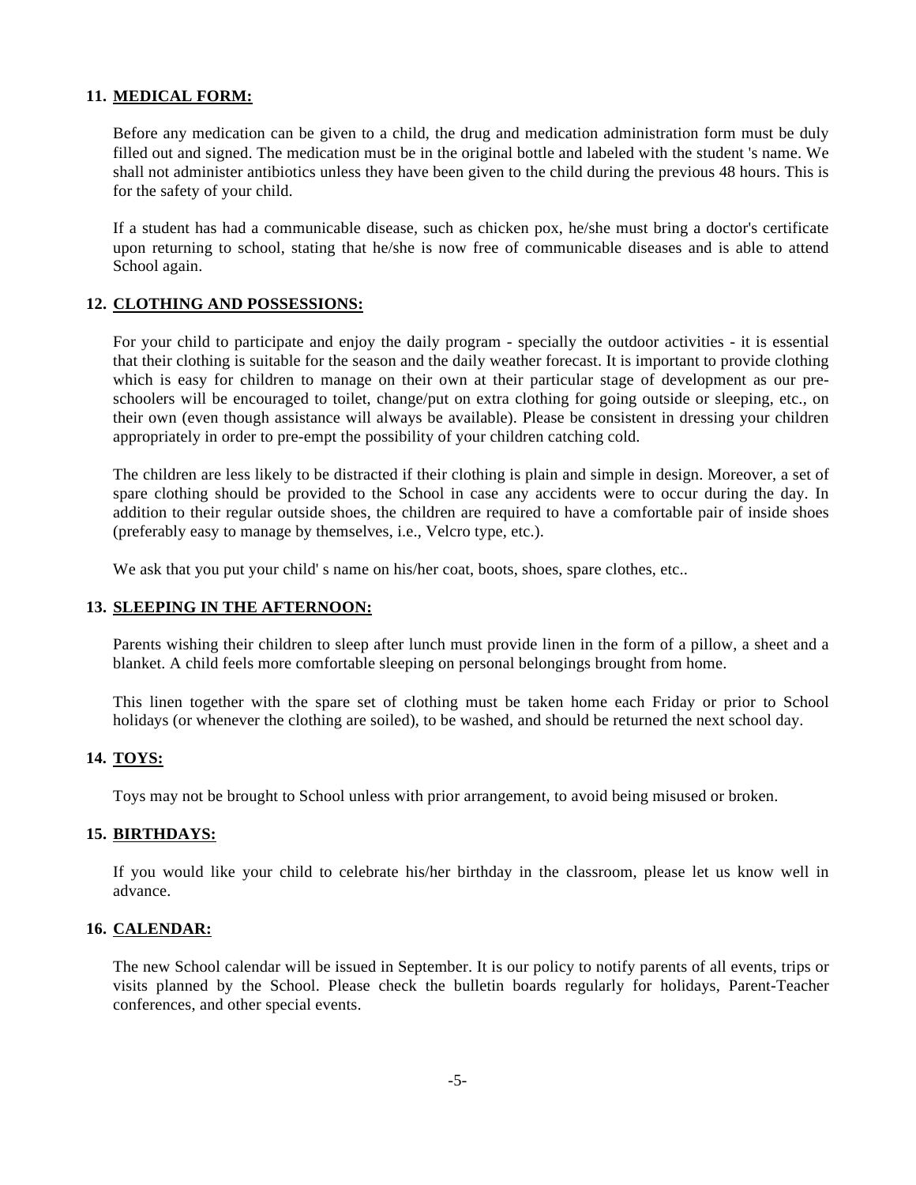## 11. MEDICAL FORM:

Before any medication can be given to a child, the drug and medication administration form must be duly filled out and signed. The medication must be in the original bottle and labeled with the student 's name. We shall not administer antibiotics unless they have been given to the child during the previous 48 hours. This is for the safety of your child.

If a student has had a communicable disease, such as chicken pox, he/she must bring a doctor's certificate upon returning to school, stating that he/she is now free of communicable diseases and is able to attend School again.

## 12. CLOTHING AND POSSESSIONS:

For your child to participate and enjoy the daily program - specially the outdoor activities - it is essential that their clothing is suitable for the season and the daily weather forecast. It is important to provide clothing which is easy for children to manage on their own at their particular stage of development as our pre-schoolers will be encouraged to toilet, change/put on extra clothing for going outside or sleeping, etc., on their own (even though assistance will always be available). Please be consistent in dressing your children appropriately in order to pre-empt the possibility of your children catching cold.

The children are less likely to be distracted if their clothing is plain and simple in design. Moreover, a set of spare clothing should be provided to the School in case any accidents were to occur during the day. In addition to their regular outside shoes, the children are required to have a comfortable pair of inside shoes (preferably easy to manage by themselves, i.e., Velcro type, etc.).

We ask that you put your child' s name on his/her coat, boots, shoes, spare clothes, etc..

## 13. SLEEPING IN THE AFTERNOON:

Parents wishing their children to sleep after lunch must provide linen in the form of a pillow, a sheet and a blanket. A child feels more comfortable sleeping on personal belongings brought from home.

This linen together with the spare set of clothing must be taken home each Friday or prior to School holidays (or whenever the clothing are soiled), to be washed, and should be returned the next school day.

## 14. TOYS:

Toys may not be brought to School unless with prior arrangement, to avoid being misused or broken.

## 15. BIRTHDAYS:

If you would like your child to celebrate his/her birthday in the classroom, please let us know well in advance.

## 16. CALENDAR:

The new School calendar will be issued in September. It is our policy to notify parents of all events, trips or visits planned by the School. Please check the bulletin boards regularly for holidays, Parent-Teacher conferences, and other special events.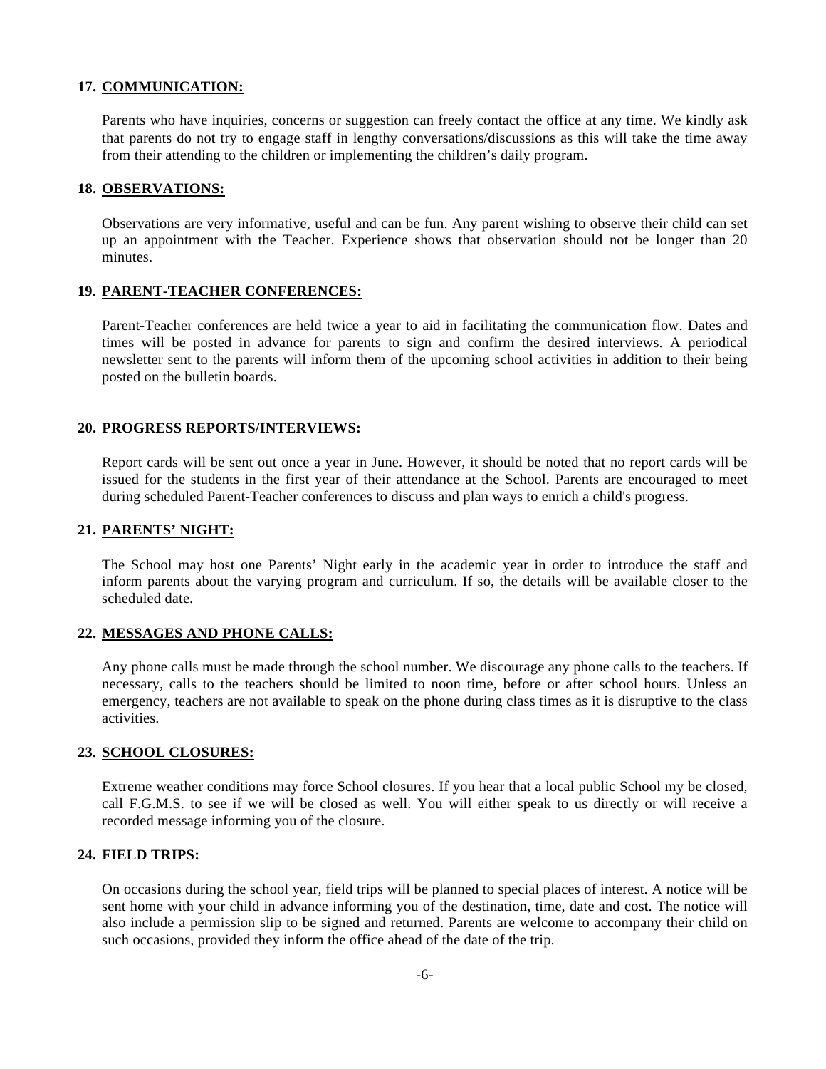## 17. COMMUNICATION:

Parents who have inquiries, concerns or suggestion can freely contact the office at any time. We kindly ask that parents do not try to engage staff in lengthy conversations/discussions as this will take the time away from their attending to the children or implementing the children's daily program.

## 18. OBSERVATIONS:

Observations are very informative, useful and can be fun. Any parent wishing to observe their child can set up an appointment with the Teacher. Experience shows that observation should not be longer than 20 minutes.

## 19. PARENT-TEACHER CONFERENCES:

Parent-Teacher conferences are held twice a year to aid in facilitating the communication flow. Dates and times will be posted in advance for parents to sign and confirm the desired interviews. A periodical newsletter sent to the parents will inform them of the upcoming school activities in addition to their being posted on the bulletin boards.

## 20. PROGRESS REPORTS/INTERVIEWS:

Report cards will be sent out once a year in June. However, it should be noted that no report cards will be issued for the students in the first year of their attendance at the School. Parents are encouraged to meet during scheduled Parent-Teacher conferences to discuss and plan ways to enrich a child's progress.

## 21. PARENTS' NIGHT:

The School may host one Parents' Night early in the academic year in order to introduce the staff and inform parents about the varying program and curriculum. If so, the details will be available closer to the scheduled date.

## 22. MESSAGES AND PHONE CALLS:

Any phone calls must be made through the school number. We discourage any phone calls to the teachers. If necessary, calls to the teachers should be limited to noon time, before or after school hours. Unless an emergency, teachers are not available to speak on the phone during class times as it is disruptive to the class activities.

## 23. SCHOOL CLOSURES:

Extreme weather conditions may force School closures. If you hear that a local public School my be closed, call F.G.M.S. to see if we will be closed as well. You will either speak to us directly or will receive a recorded message informing you of the closure.

## 24. FIELD TRIPS:

On occasions during the school year, field trips will be planned to special places of interest. A notice will be sent home with your child in advance informing you of the destination, time, date and cost. The notice will also include a permission slip to be signed and returned. Parents are welcome to accompany their child on such occasions, provided they inform the office ahead of the date of the trip.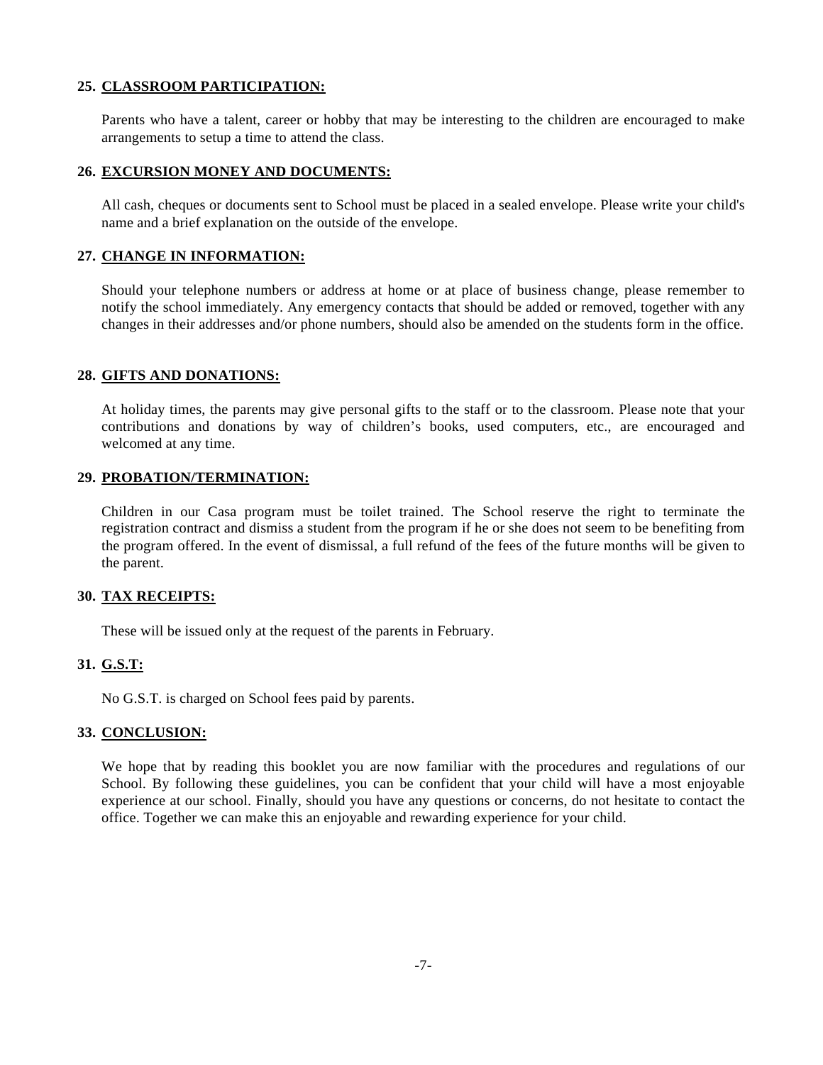## 25. CLASSROOM PARTICIPATION:

Parents who have a talent, career or hobby that may be interesting to the children are encouraged to make arrangements to setup a time to attend the class.

## 26. EXCURSION MONEY AND DOCUMENTS:

All cash, cheques or documents sent to School must be placed in a sealed envelope. Please write your child's name and a brief explanation on the outside of the envelope.

## 27. CHANGE IN INFORMATION:

Should your telephone numbers or address at home or at place of business change, please remember to notify the school immediately. Any emergency contacts that should be added or removed, together with any changes in their addresses and/or phone numbers, should also be amended on the students form in the office.

## 28. GIFTS AND DONATIONS:

At holiday times, the parents may give personal gifts to the staff or to the classroom. Please note that your contributions and donations by way of children's books, used computers, etc., are encouraged and welcomed at any time.

## 29. PROBATION/TERMINATION:

Children in our Casa program must be toilet trained. The School reserve the right to terminate the registration contract and dismiss a student from the program if he or she does not seem to be benefiting from the program offered. In the event of dismissal, a full refund of the fees of the future months will be given to the parent.

## 30. TAX RECEIPTS:

These will be issued only at the request of the parents in February.

## 31. G.S.T:

No G.S.T. is charged on School fees paid by parents.

## 33. CONCLUSION:

We hope that by reading this booklet you are now familiar with the procedures and regulations of our School. By following these guidelines, you can be confident that your child will have a most enjoyable experience at our school. Finally, should you have any questions or concerns, do not hesitate to contact the office. Together we can make this an enjoyable and rewarding experience for your child.